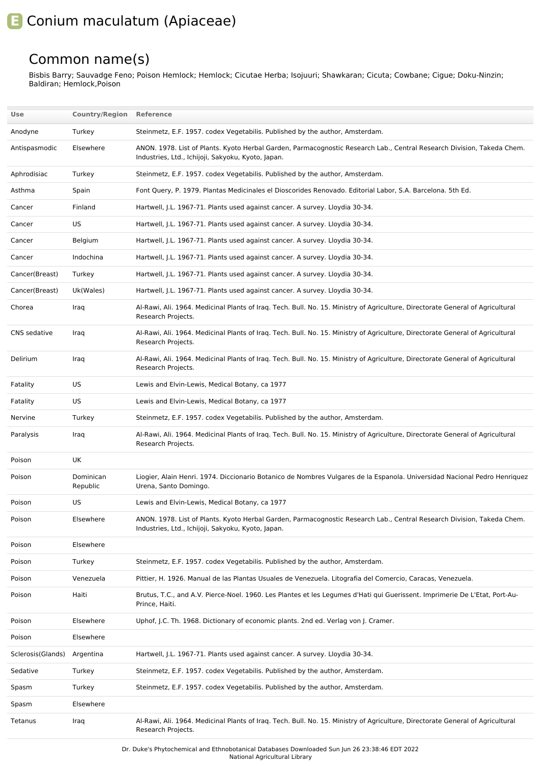# E Conium maculatum (Apiaceae)

## Common name(s)

Bisbis Barry; Sauvadge Feno; Poison Hemlock; Hemlock; Cicutae Herba; Isojuuri; Shawkaran; Cicuta; Cowbane; Cigue; Doku-Ninzin; Baldiran; Hemlock,Poison

| Use | Country/Region | Reference |
|---|---|---|
| Anodyne | Turkey | Steinmetz, E.F. 1957. codex Vegetabilis. Published by the author, Amsterdam. |
| Antispasmodic | Elsewhere | ANON. 1978. List of Plants. Kyoto Herbal Garden, Parmacognostic Research Lab., Central Research Division, Takeda Chem. Industries, Ltd., Ichijoji, Sakyoku, Kyoto, Japan. |
| Aphrodisiac | Turkey | Steinmetz, E.F. 1957. codex Vegetabilis. Published by the author, Amsterdam. |
| Asthma | Spain | Font Query, P. 1979. Plantas Medicinales el Dioscorides Renovado. Editorial Labor, S.A. Barcelona. 5th Ed. |
| Cancer | Finland | Hartwell, J.L. 1967-71. Plants used against cancer. A survey. Lloydia 30-34. |
| Cancer | US | Hartwell, J.L. 1967-71. Plants used against cancer. A survey. Lloydia 30-34. |
| Cancer | Belgium | Hartwell, J.L. 1967-71. Plants used against cancer. A survey. Lloydia 30-34. |
| Cancer | Indochina | Hartwell, J.L. 1967-71. Plants used against cancer. A survey. Lloydia 30-34. |
| Cancer(Breast) | Turkey | Hartwell, J.L. 1967-71. Plants used against cancer. A survey. Lloydia 30-34. |
| Cancer(Breast) | Uk(Wales) | Hartwell, J.L. 1967-71. Plants used against cancer. A survey. Lloydia 30-34. |
| Chorea | Iraq | Al-Rawi, Ali. 1964. Medicinal Plants of Iraq. Tech. Bull. No. 15. Ministry of Agriculture, Directorate General of Agricultural Research Projects. |
| CNS sedative | Iraq | Al-Rawi, Ali. 1964. Medicinal Plants of Iraq. Tech. Bull. No. 15. Ministry of Agriculture, Directorate General of Agricultural Research Projects. |
| Delirium | Iraq | Al-Rawi, Ali. 1964. Medicinal Plants of Iraq. Tech. Bull. No. 15. Ministry of Agriculture, Directorate General of Agricultural Research Projects. |
| Fatality | US | Lewis and Elvin-Lewis, Medical Botany, ca 1977 |
| Fatality | US | Lewis and Elvin-Lewis, Medical Botany, ca 1977 |
| Nervine | Turkey | Steinmetz, E.F. 1957. codex Vegetabilis. Published by the author, Amsterdam. |
| Paralysis | Iraq | Al-Rawi, Ali. 1964. Medicinal Plants of Iraq. Tech. Bull. No. 15. Ministry of Agriculture, Directorate General of Agricultural Research Projects. |
| Poison | UK | |
| Poison | Dominican Republic | Liogier, Alain Henri. 1974. Diccionario Botanico de Nombres Vulgares de la Espanola. Universidad Nacional Pedro Henriquez Urena, Santo Domingo. |
| Poison | US | Lewis and Elvin-Lewis, Medical Botany, ca 1977 |
| Poison | Elsewhere | ANON. 1978. List of Plants. Kyoto Herbal Garden, Parmacognostic Research Lab., Central Research Division, Takeda Chem. Industries, Ltd., Ichijoji, Sakyoku, Kyoto, Japan. |
| Poison | Elsewhere | |
| Poison | Turkey | Steinmetz, E.F. 1957. codex Vegetabilis. Published by the author, Amsterdam. |
| Poison | Venezuela | Pittier, H. 1926. Manual de las Plantas Usuales de Venezuela. Litografia del Comercio, Caracas, Venezuela. |
| Poison | Haiti | Brutus, T.C., and A.V. Pierce-Noel. 1960. Les Plantes et les Legumes d'Hati qui Guerissent. Imprimerie De L'Etat, Port-Au-Prince, Haiti. |
| Poison | Elsewhere | Uphof, J.C. Th. 1968. Dictionary of economic plants. 2nd ed. Verlag von J. Cramer. |
| Poison | Elsewhere | |
| Sclerosis(Glands) | Argentina | Hartwell, J.L. 1967-71. Plants used against cancer. A survey. Lloydia 30-34. |
| Sedative | Turkey | Steinmetz, E.F. 1957. codex Vegetabilis. Published by the author, Amsterdam. |
| Spasm | Turkey | Steinmetz, E.F. 1957. codex Vegetabilis. Published by the author, Amsterdam. |
| Spasm | Elsewhere | |
| Tetanus | Iraq | Al-Rawi, Ali. 1964. Medicinal Plants of Iraq. Tech. Bull. No. 15. Ministry of Agriculture, Directorate General of Agricultural Research Projects. |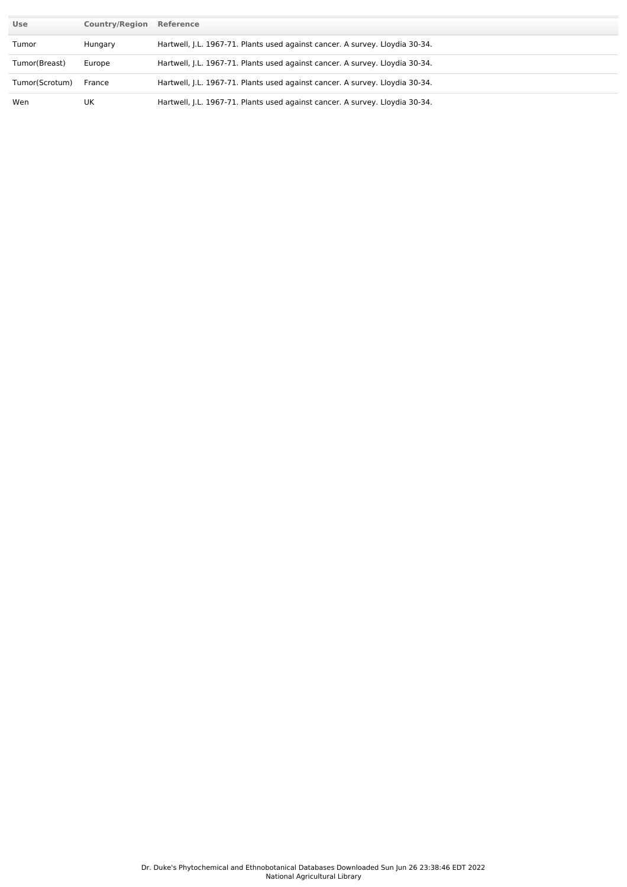| Use | Country/Region | Reference |
| --- | --- | --- |
| Tumor | Hungary | Hartwell, J.L. 1967-71. Plants used against cancer. A survey. Lloydia 30-34. |
| Tumor(Breast) | Europe | Hartwell, J.L. 1967-71. Plants used against cancer. A survey. Lloydia 30-34. |
| Tumor(Scrotum) | France | Hartwell, J.L. 1967-71. Plants used against cancer. A survey. Lloydia 30-34. |
| Wen | UK | Hartwell, J.L. 1967-71. Plants used against cancer. A survey. Lloydia 30-34. |